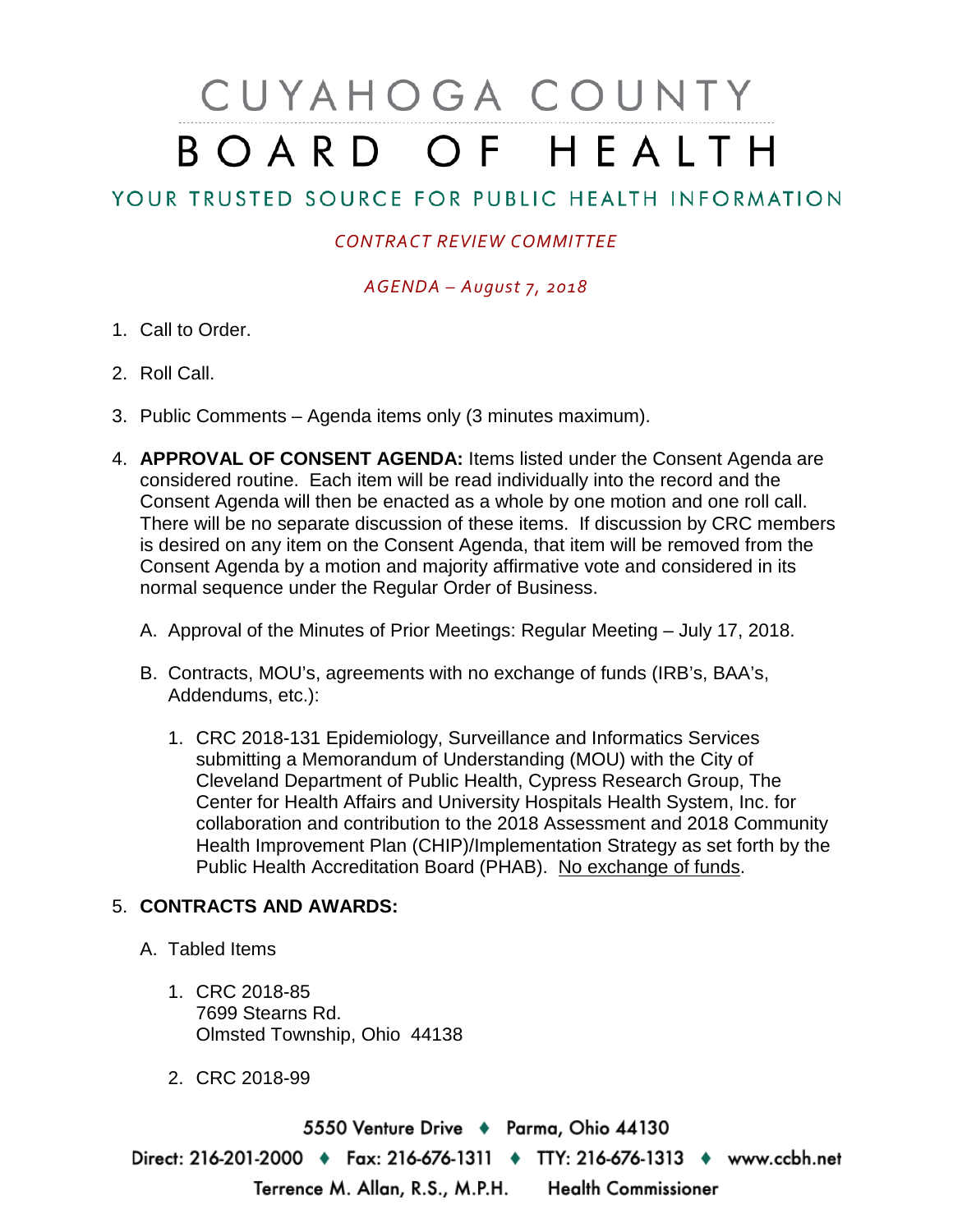# CUYAHOGA COUNTY BOARD OF HEALTH

## YOUR TRUSTED SOURCE FOR PUBLIC HEALTH INFORMATION

*CONTRACT REVIEW COMMITTEE*

*AGENDA – August 7, 2018*

1. Call to Order.

2. Roll Call.

3. Public Comments – Agenda items only (3 minutes maximum).

4. **APPROVAL OF CONSENT AGENDA:** Items listed under the Consent Agenda are considered routine. Each item will be read individually into the record and the Consent Agenda will then be enacted as a whole by one motion and one roll call. There will be no separate discussion of these items. If discussion by CRC members is desired on any item on the Consent Agenda, that item will be removed from the Consent Agenda by a motion and majority affirmative vote and considered in its normal sequence under the Regular Order of Business.

   A. Approval of the Minutes of Prior Meetings: Regular Meeting – July 17, 2018.

   B. Contracts, MOU's, agreements with no exchange of funds (IRB's, BAA's, Addendums, etc.):

      1. CRC 2018-131 Epidemiology, Surveillance and Informatics Services submitting a Memorandum of Understanding (MOU) with the City of Cleveland Department of Public Health, Cypress Research Group, The Center for Health Affairs and University Hospitals Health System, Inc. for collaboration and contribution to the 2018 Assessment and 2018 Community Health Improvement Plan (CHIP)/Implementation Strategy as set forth by the Public Health Accreditation Board (PHAB). No exchange of funds.

5. **CONTRACTS AND AWARDS:**

   A. Tabled Items

      1. CRC 2018-85
         7699 Stearns Rd.
         Olmsted Township, Ohio 44138

      2. CRC 2018-99

5550 Venture Drive ♦ Parma, Ohio 44130
Direct: 216-201-2000 ♦ Fax: 216-676-1311 ♦ TTY: 216-676-1313 ♦ www.ccbh.net
Terrence M. Allan, R.S., M.P.H. Health Commissioner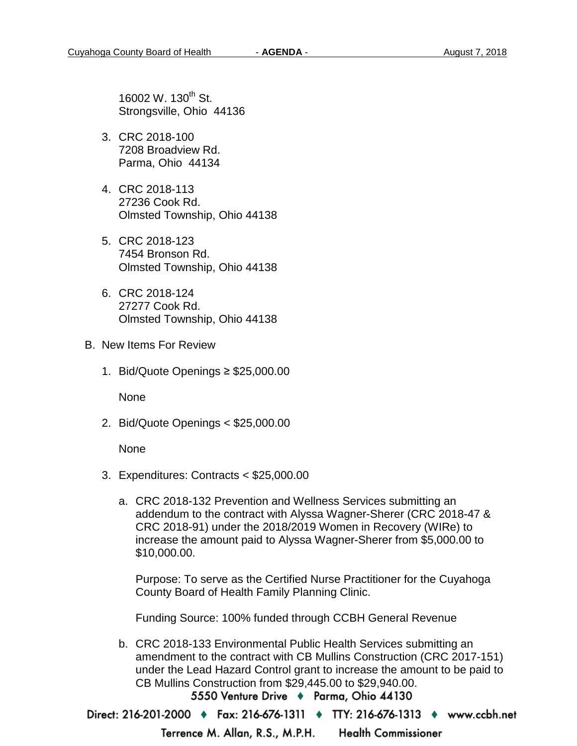16002 W. 130th St.
Strongsville, Ohio 44136

3. CRC 2018-100
   7208 Broadview Rd.
   Parma, Ohio 44134

4. CRC 2018-113
   27236 Cook Rd.
   Olmsted Township, Ohio 44138

5. CRC 2018-123
   7454 Bronson Rd.
   Olmsted Township, Ohio 44138

6. CRC 2018-124
   27277 Cook Rd.
   Olmsted Township, Ohio 44138

B. New Items For Review

1. Bid/Quote Openings ≥ $25,000.00

   None

2. Bid/Quote Openings < $25,000.00

   None

3. Expenditures: Contracts < $25,000.00

   a. CRC 2018-132 Prevention and Wellness Services submitting an addendum to the contract with Alyssa Wagner-Sherer (CRC 2018-47 & CRC 2018-91) under the 2018/2019 Women in Recovery (WIRe) to increase the amount paid to Alyssa Wagner-Sherer from $5,000.00 to $10,000.00.

      Purpose: To serve as the Certified Nurse Practitioner for the Cuyahoga County Board of Health Family Planning Clinic.

      Funding Source: 100% funded through CCBH General Revenue

   b. CRC 2018-133 Environmental Public Health Services submitting an amendment to the contract with CB Mullins Construction (CRC 2017-151) under the Lead Hazard Control grant to increase the amount to be paid to CB Mullins Construction from $29,445.00 to $29,940.00.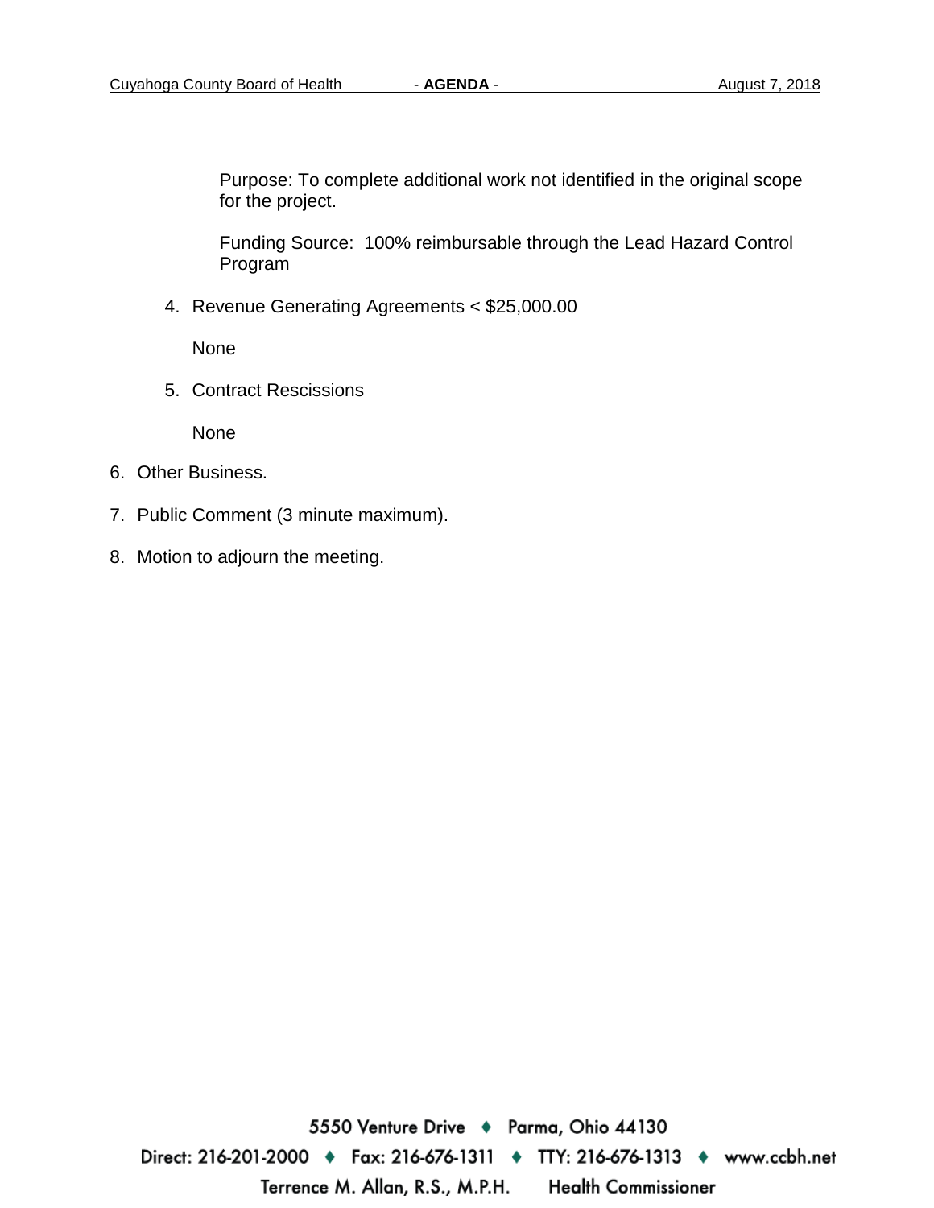Purpose: To complete additional work not identified in the original scope for the project.

Funding Source: 100% reimbursable through the Lead Hazard Control Program

4. Revenue Generating Agreements < $25,000.00

   None

5. Contract Rescissions

   None

6. Other Business.

7. Public Comment (3 minute maximum).

8. Motion to adjourn the meeting.